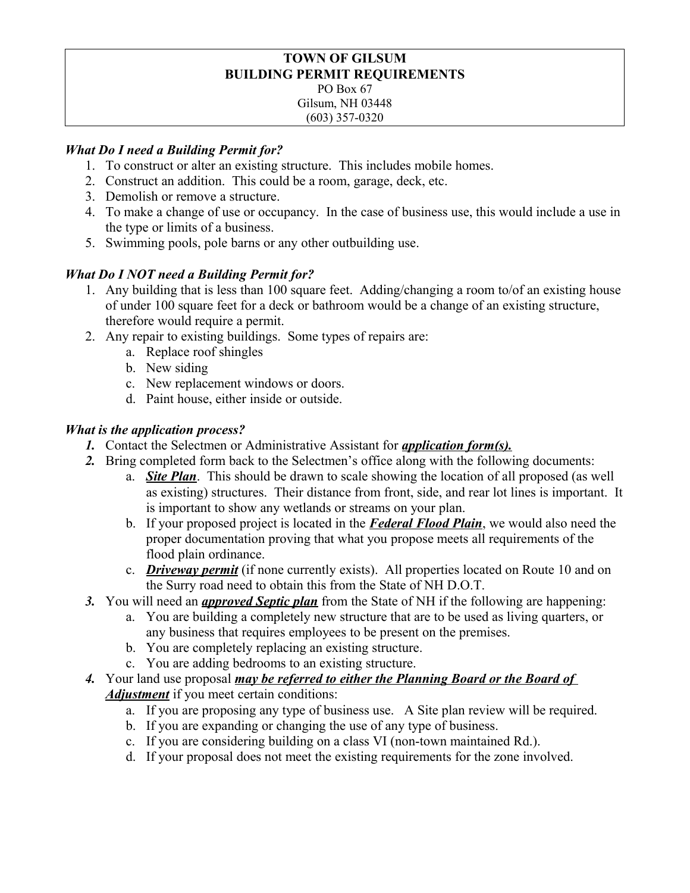# TOWN OF GILSUM
## BUILDING PERMIT REQUIREMENTS

PO Box 67
Gilsum, NH 03448
(603) 357-0320

### *What Do I need a Building Permit for?*

1. To construct or alter an existing structure. This includes mobile homes.
2. Construct an addition. This could be a room, garage, deck, etc.
3. Demolish or remove a structure.
4. To make a change of use or occupancy. In the case of business use, this would include a use in the type or limits of a business.
5. Swimming pools, pole barns or any other outbuilding use.

### *What Do I NOT need a Building Permit for?*

1. Any building that is less than 100 square feet. Adding/changing a room to/of an existing house of under 100 square feet for a deck or bathroom would be a change of an existing structure, therefore would require a permit.
2. Any repair to existing buildings. Some types of repairs are:
   a. Replace roof shingles
   b. New siding
   c. New replacement windows or doors.
   d. Paint house, either inside or outside.

### *What is the application process?*

1. Contact the Selectmen or Administrative Assistant for ***application form(s).***
2. Bring completed form back to the Selectmen's office along with the following documents:
   a. ***Site Plan***. This should be drawn to scale showing the location of all proposed (as well as existing) structures. Their distance from front, side, and rear lot lines is important. It is important to show any wetlands or streams on your plan.
   b. If your proposed project is located in the ***Federal Flood Plain***, we would also need the proper documentation proving that what you propose meets all requirements of the flood plain ordinance.
   c. ***Driveway permit*** (if none currently exists). All properties located on Route 10 and on the Surry road need to obtain this from the State of NH D.O.T.
3. You will need an ***approved Septic plan*** from the State of NH if the following are happening:
   a. You are building a completely new structure that are to be used as living quarters, or any business that requires employees to be present on the premises.
   b. You are completely replacing an existing structure.
   c. You are adding bedrooms to an existing structure.
4. Your land use proposal ***may be referred to either the Planning Board or the Board of Adjustment*** if you meet certain conditions:
   a. If you are proposing any type of business use. A Site plan review will be required.
   b. If you are expanding or changing the use of any type of business.
   c. If you are considering building on a class VI (non-town maintained Rd.).
   d. If your proposal does not meet the existing requirements for the zone involved.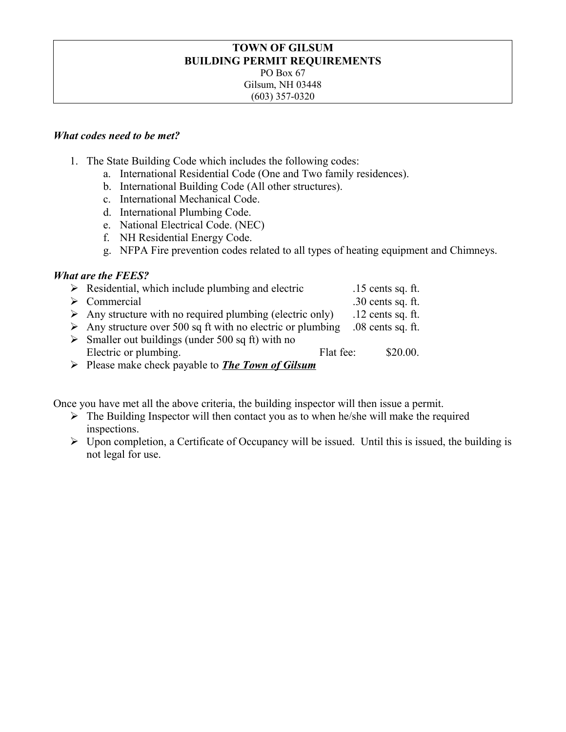**TOWN OF GILSUM**
**BUILDING PERMIT REQUIREMENTS**
PO Box 67
Gilsum, NH 03448
(603) 357-0320

***What codes need to be met?***

1. The State Building Code which includes the following codes:
   a. International Residential Code (One and Two family residences).
   b. International Building Code (All other structures).
   c. International Mechanical Code.
   d. International Plumbing Code.
   e. National Electrical Code. (NEC)
   f. NH Residential Energy Code.
   g. NFPA Fire prevention codes related to all types of heating equipment and Chimneys.

***What are the FEES?***

- Residential, which include plumbing and electric .15 cents sq. ft.
- Commercial .30 cents sq. ft.
- Any structure with no required plumbing (electric only) .12 cents sq. ft.
- Any structure over 500 sq ft with no electric or plumbing .08 cents sq. ft.
- Smaller out buildings (under 500 sq ft) with no Electric or plumbing. Flat fee: $20.00.
- Please make check payable to ***The Town of Gilsum***

Once you have met all the above criteria, the building inspector will then issue a permit.

- The Building Inspector will then contact you as to when he/she will make the required inspections.
- Upon completion, a Certificate of Occupancy will be issued. Until this is issued, the building is not legal for use.